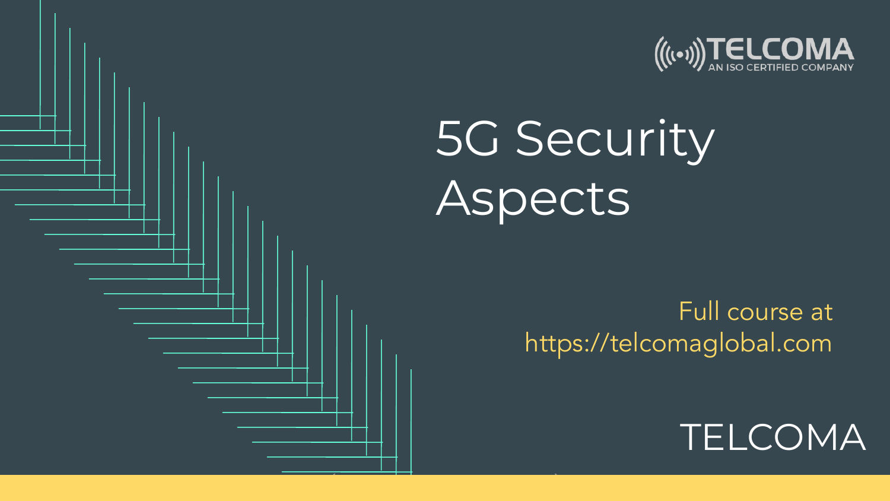TELCOMA
AN ISO CERTIFIED COMPANY

# 5G Security Aspects

Full course at https://telcomaglobal.com

TELCOMA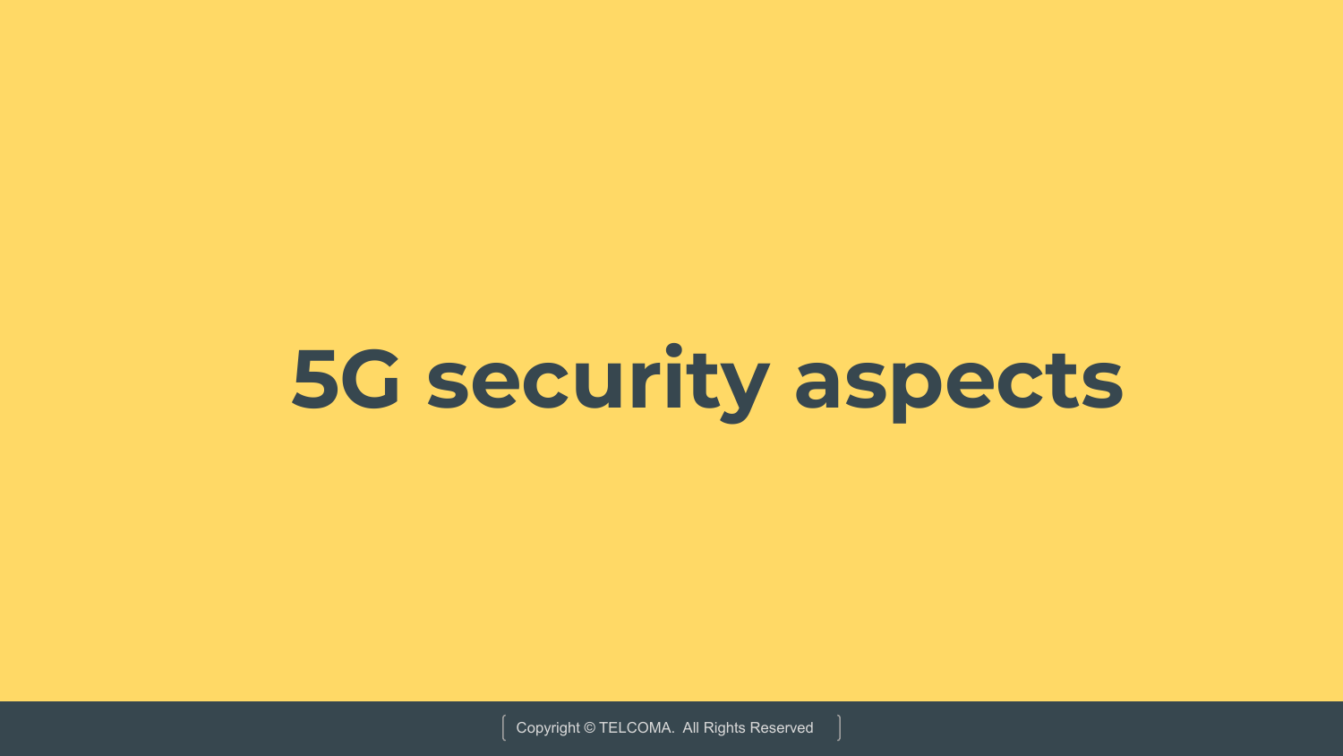# 5G security aspects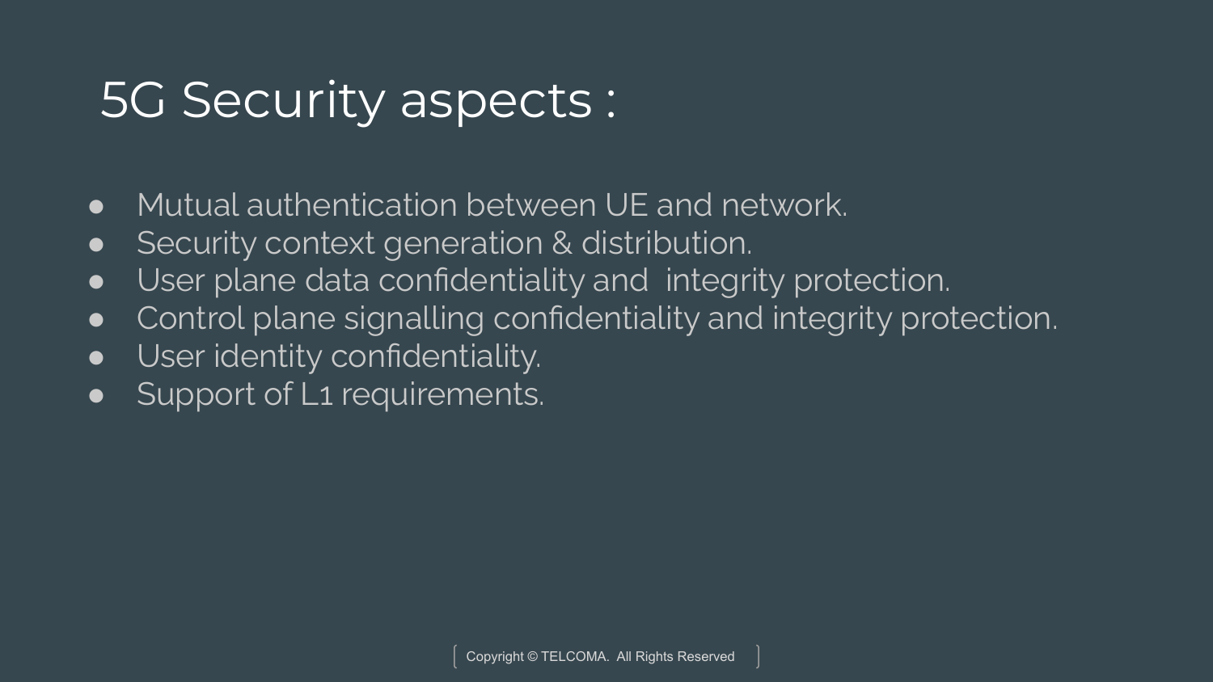# 5G Security aspects :

- Mutual authentication between UE and network.
- Security context generation & distribution.
- User plane data confidentiality and integrity protection.
- Control plane signalling confidentiality and integrity protection.
- User identity confidentiality.
- Support of L1 requirements.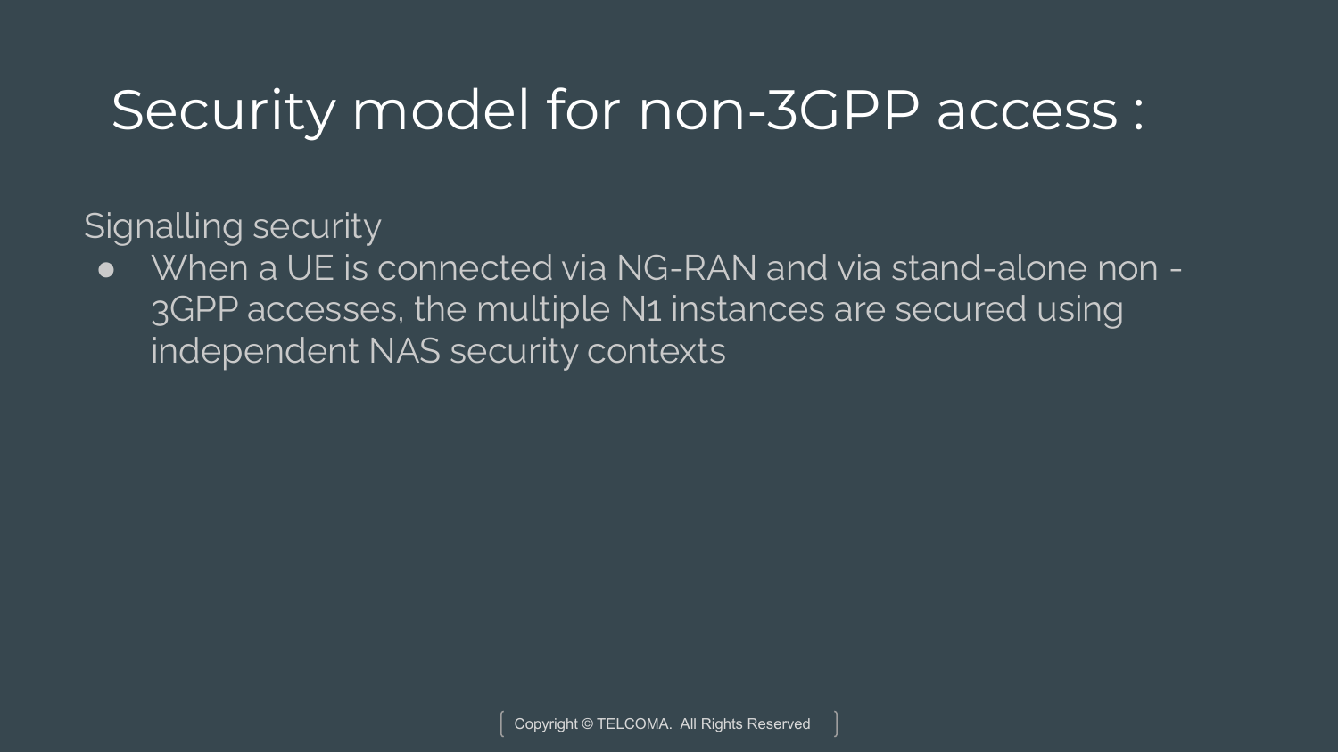# Security model for non-3GPP access :

Signalling security

- When a UE is connected via NG-RAN and via stand-alone non - 3GPP accesses, the multiple N1 instances are secured using independent NAS security contexts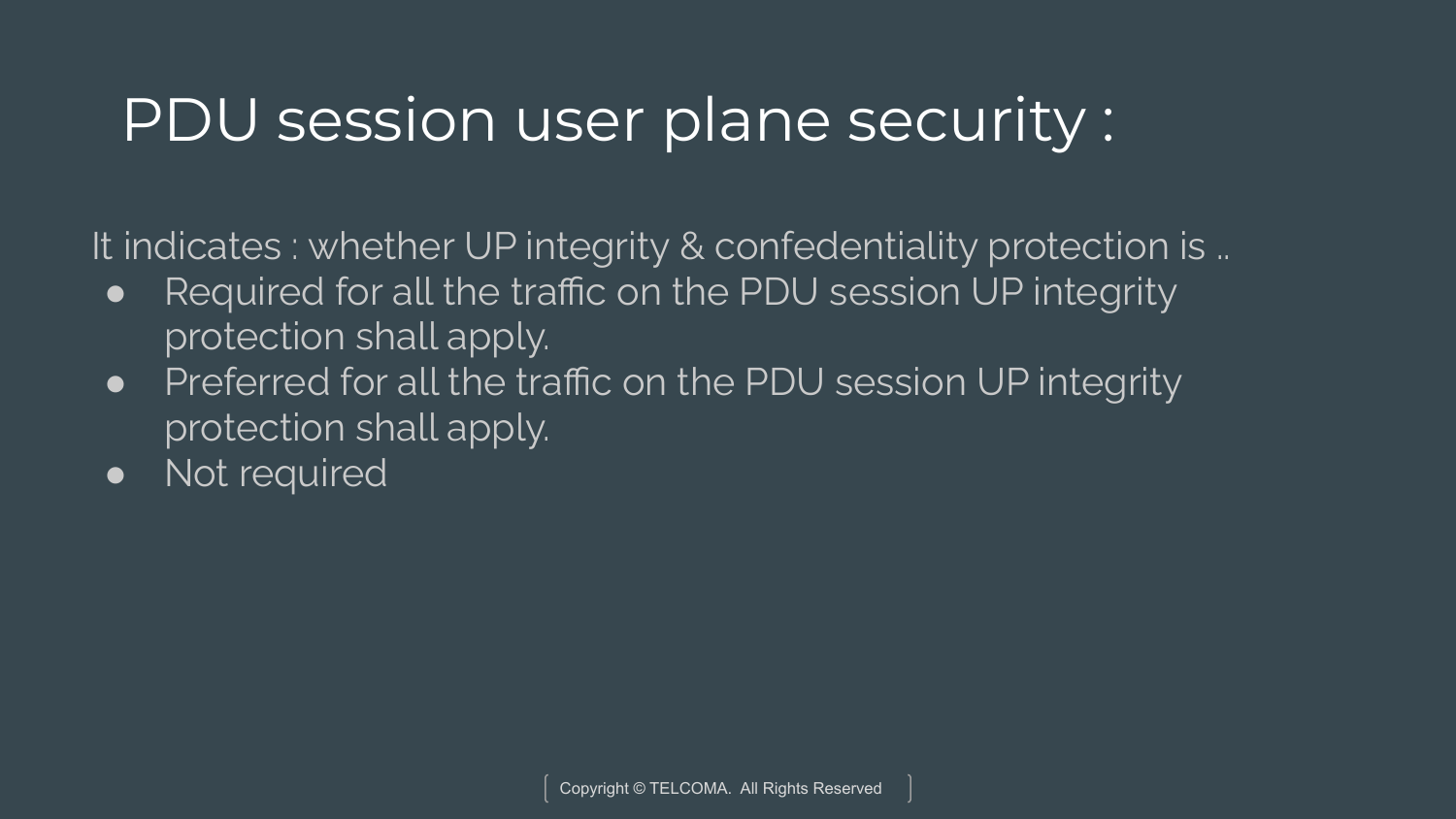# PDU session user plane security :

It indicates : whether UP integrity & confedentiality protection is ..

- Required for all the traffic on the PDU session UP integrity protection shall apply.
- Preferred for all the traffic on the PDU session UP integrity protection shall apply.
- Not required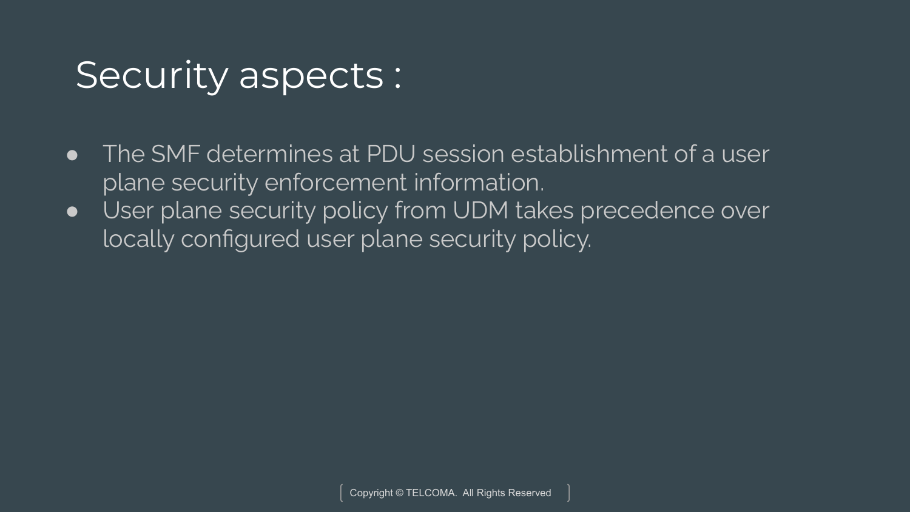# Security aspects :

- The SMF determines at PDU session establishment of a user plane security enforcement information.
- User plane security policy from UDM takes precedence over locally configured user plane security policy.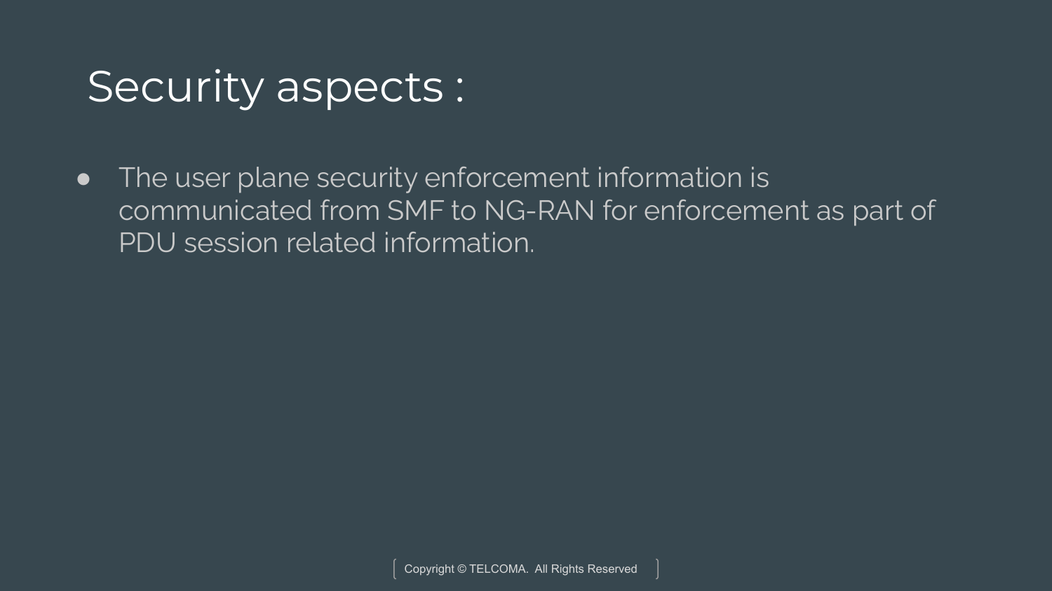# Security aspects :

- The user plane security enforcement information is communicated from SMF to NG-RAN for enforcement as part of PDU session related information.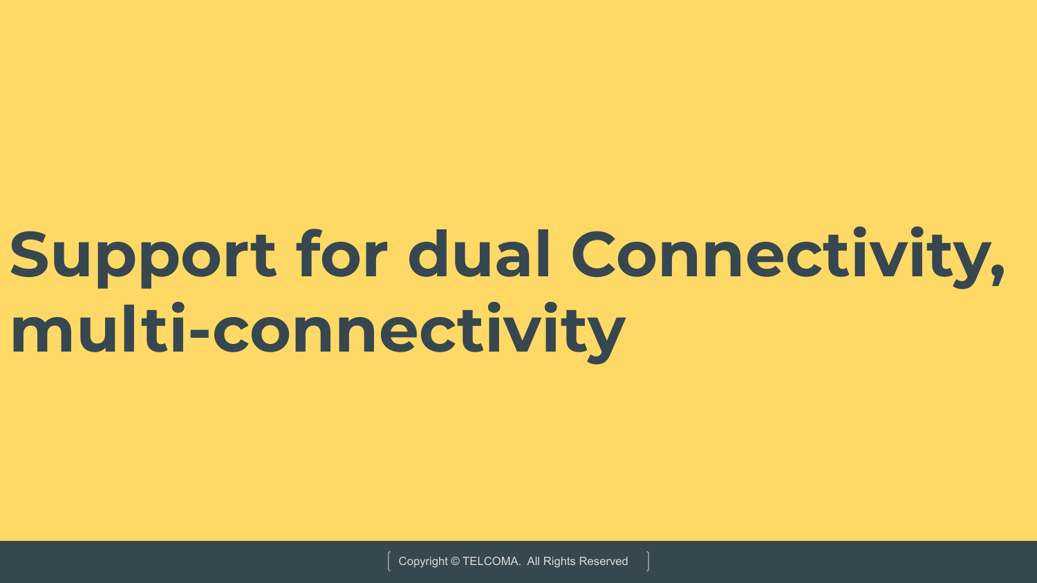# Support for dual Connectivity, multi-connectivity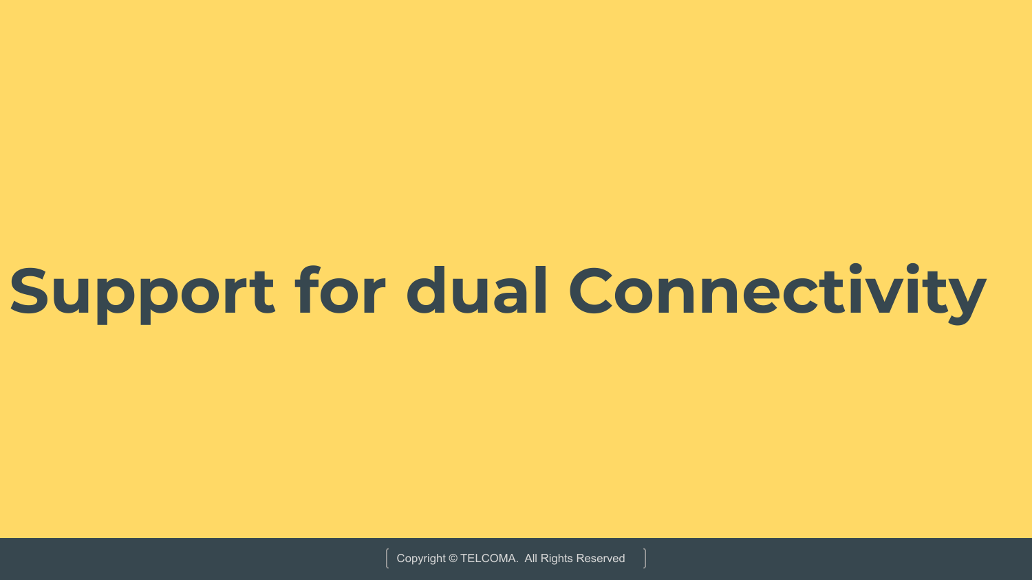# Support for dual Connectivity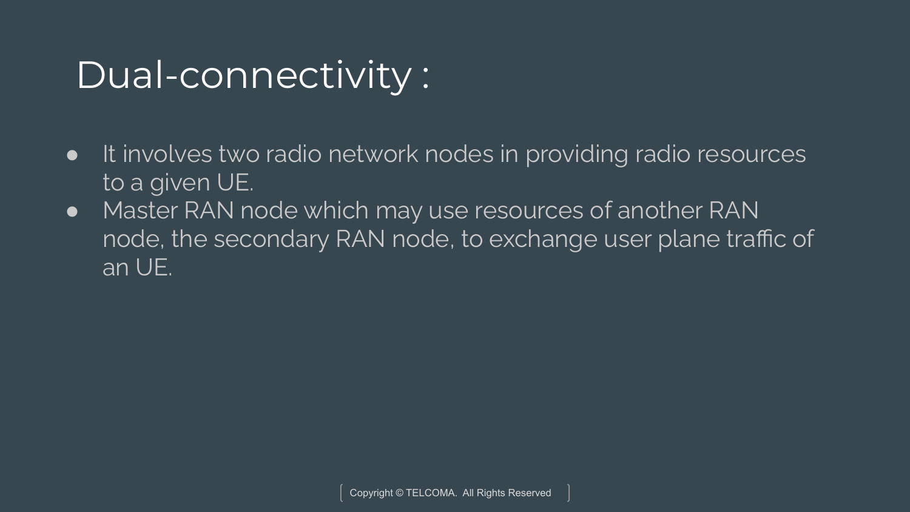# Dual-connectivity :

- It involves two radio network nodes in providing radio resources to a given UE.
- Master RAN node which may use resources of another RAN node, the secondary RAN node, to exchange user plane traffic of an UE.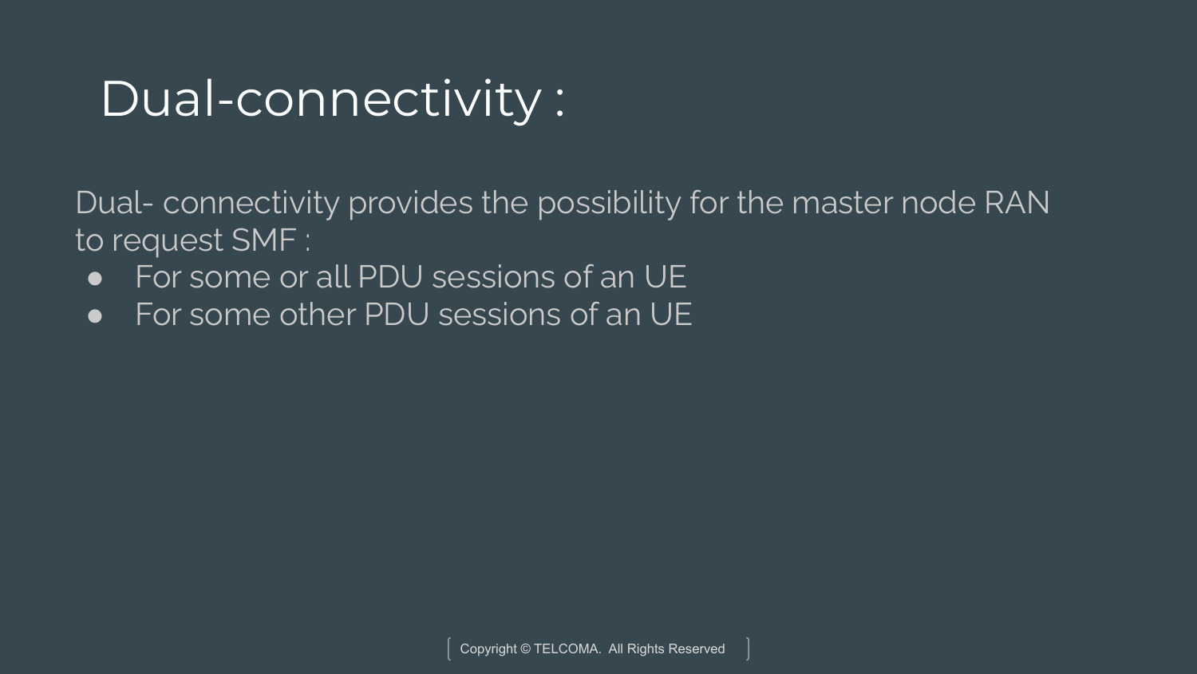# Dual-connectivity :

Dual- connectivity provides the possibility for the master node RAN to request SMF :

- For some or all PDU sessions of an UE
- For some other PDU sessions of an UE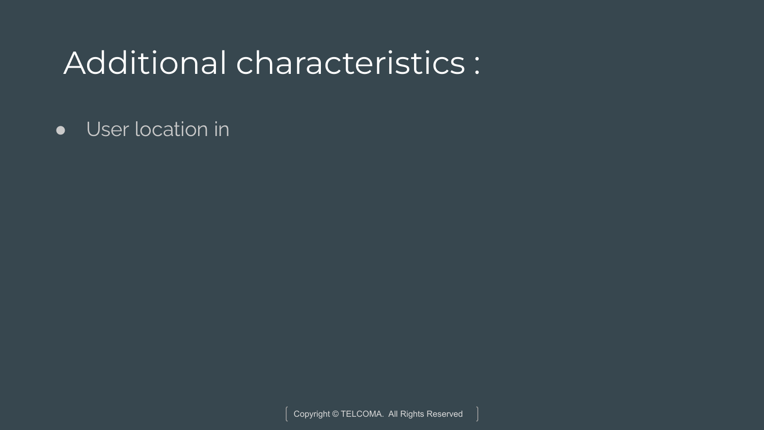# Additional characteristics :

- User location in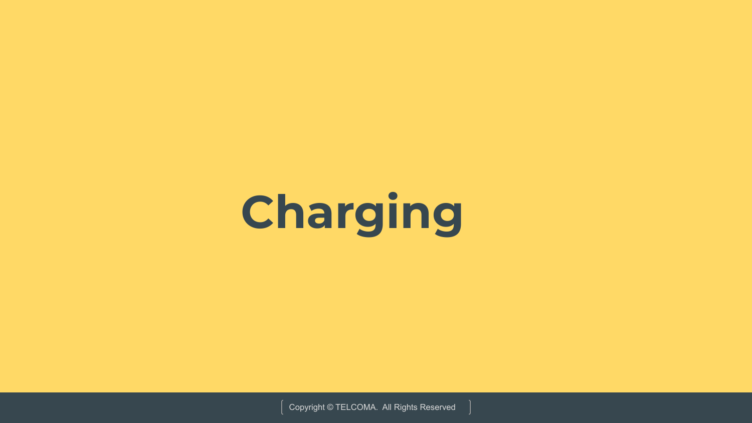# Charging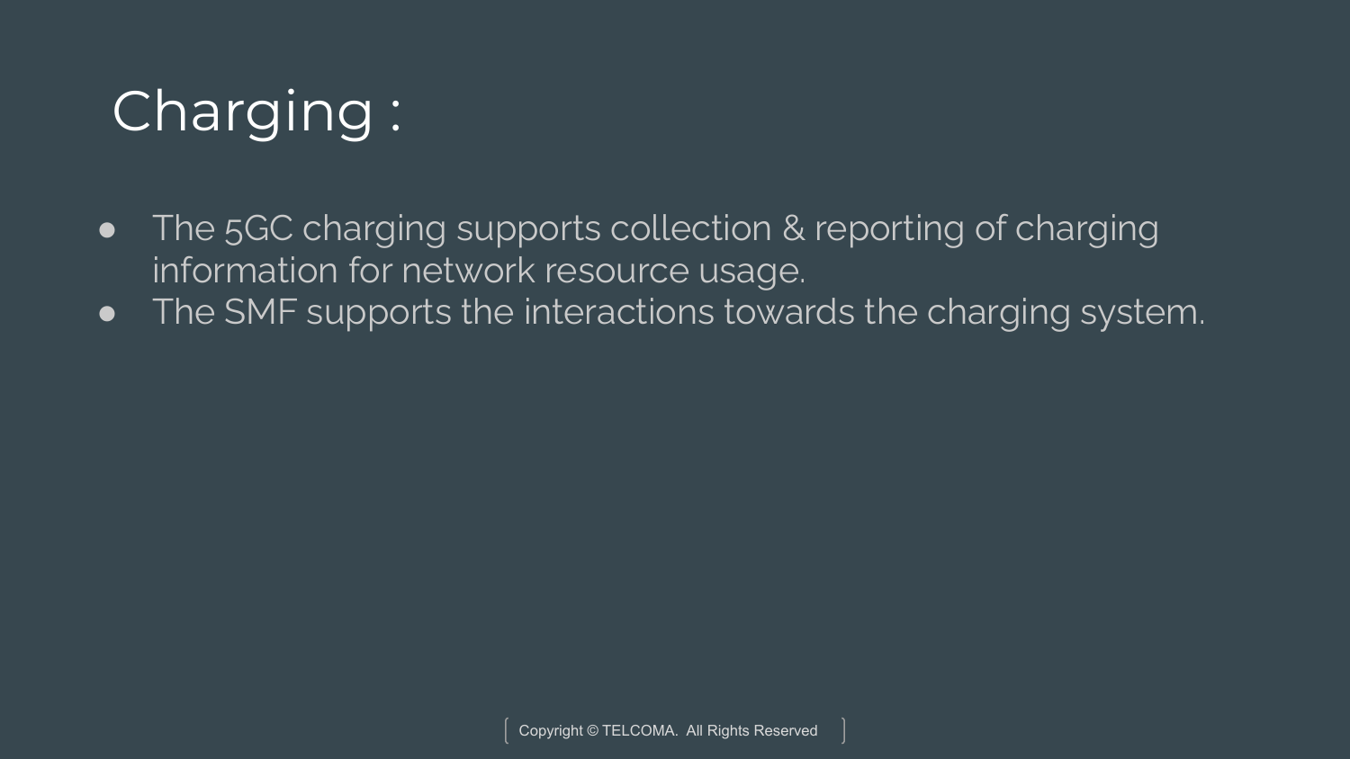# Charging :

- The 5GC charging supports collection & reporting of charging information for network resource usage.
- The SMF supports the interactions towards the charging system.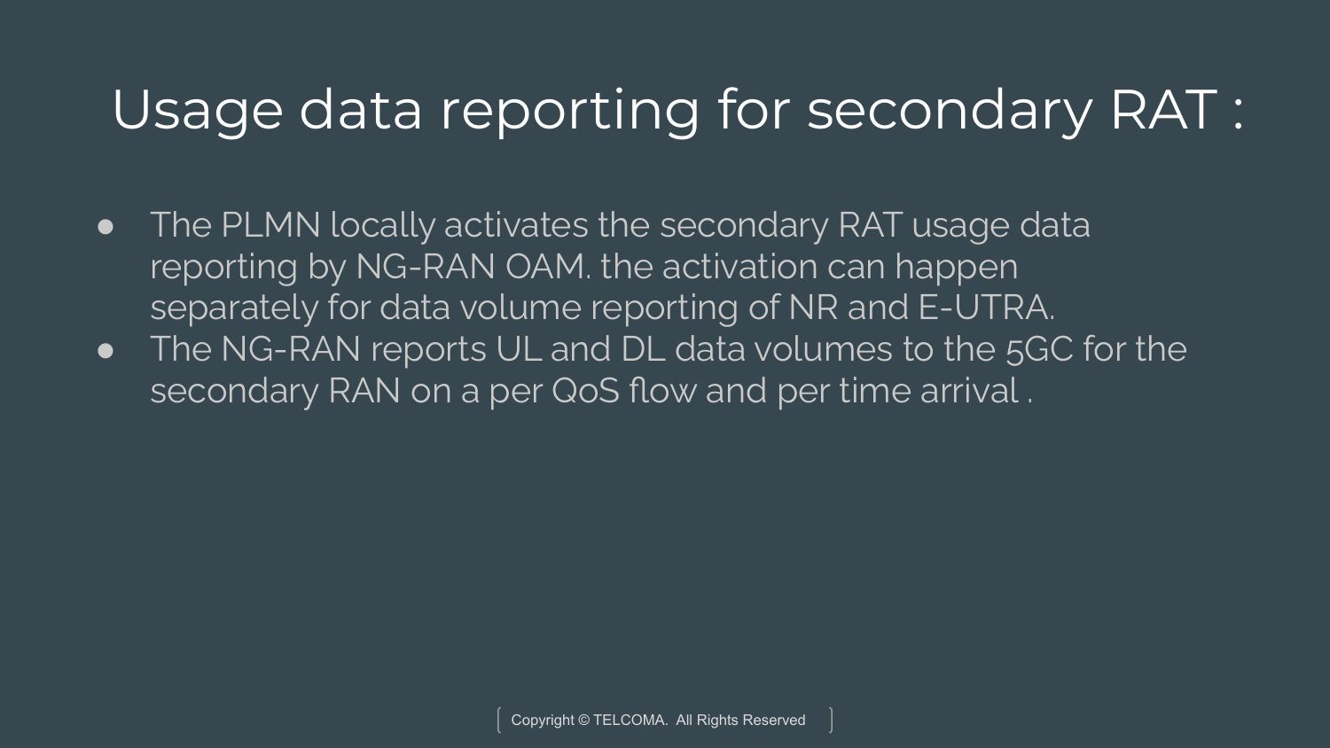# Usage data reporting for secondary RAT :

- The PLMN locally activates the secondary RAT usage data reporting by NG-RAN OAM. the activation can happen separately for data volume reporting of NR and E-UTRA.
- The NG-RAN reports UL and DL data volumes to the 5GC for the secondary RAN on a per QoS flow and per time arrival .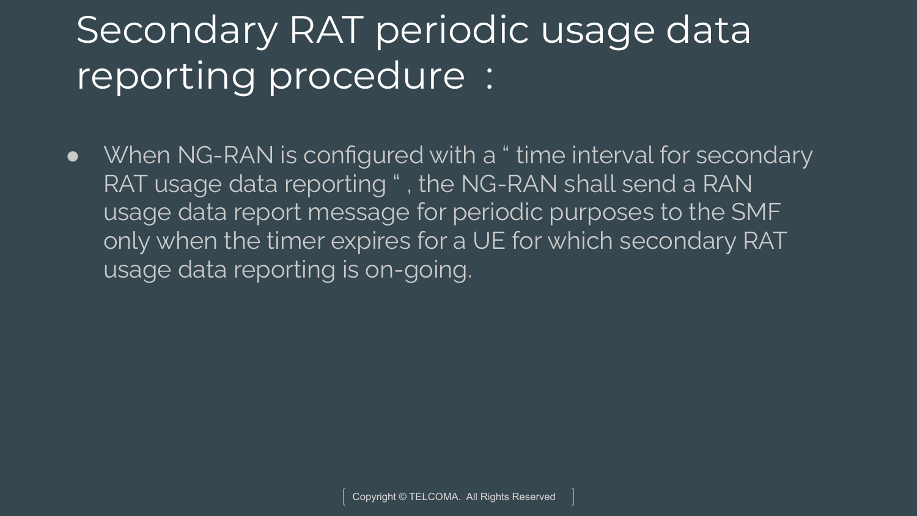# Secondary RAT periodic usage data reporting procedure :

- When NG-RAN is configured with a " time interval for secondary RAT usage data reporting " , the NG-RAN shall send a RAN usage data report message for periodic purposes to the SMF only when the timer expires for a UE for which secondary RAT usage data reporting is on-going.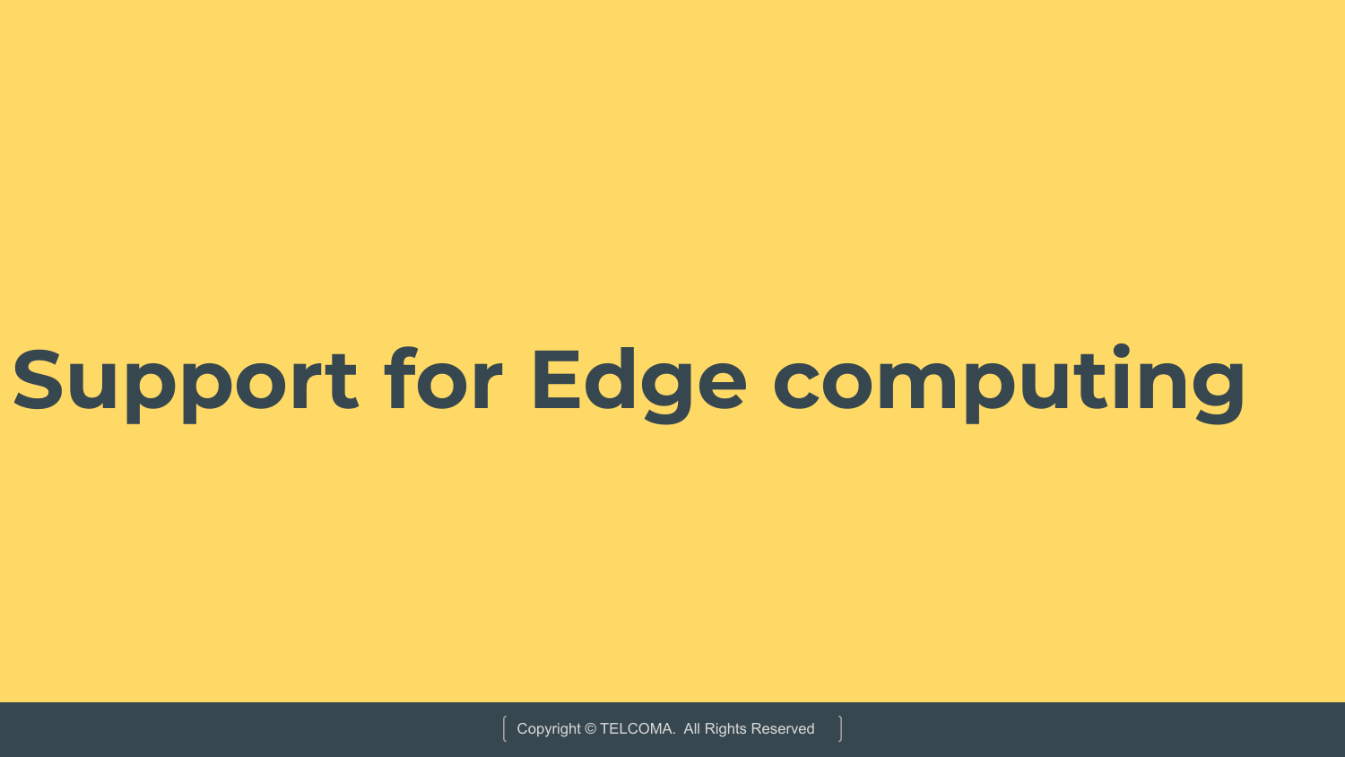# Support for Edge computing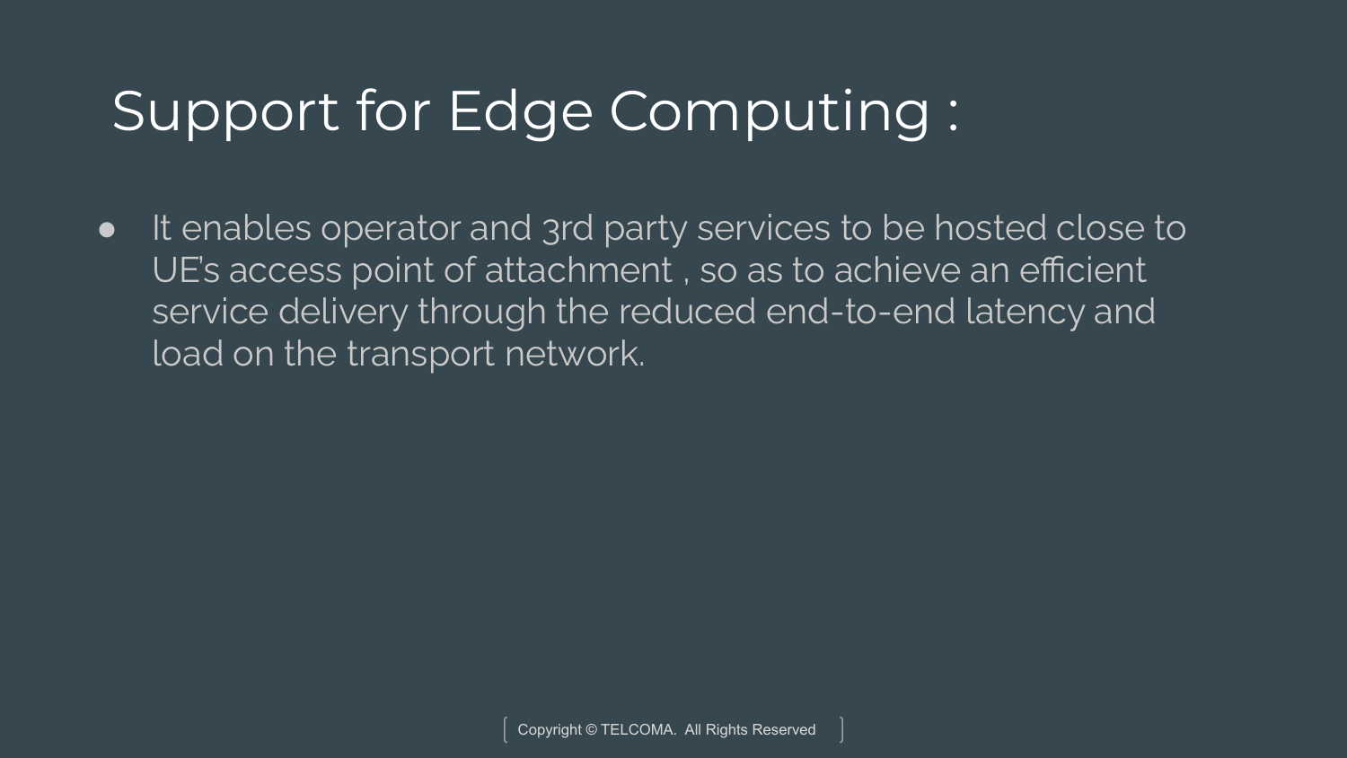# Support for Edge Computing :

- It enables operator and 3rd party services to be hosted close to UE's access point of attachment , so as to achieve an efficient service delivery through the reduced end-to-end latency and load on the transport network.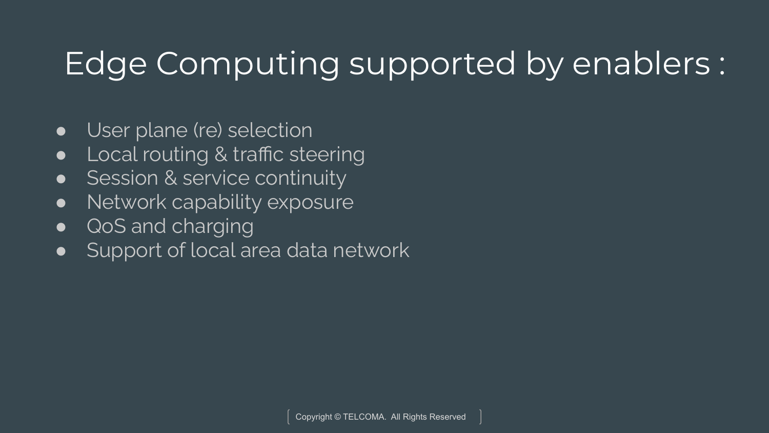# Edge Computing supported by enablers :

- User plane (re) selection
- Local routing & traffic steering
- Session & service continuity
- Network capability exposure
- QoS and charging
- Support of local area data network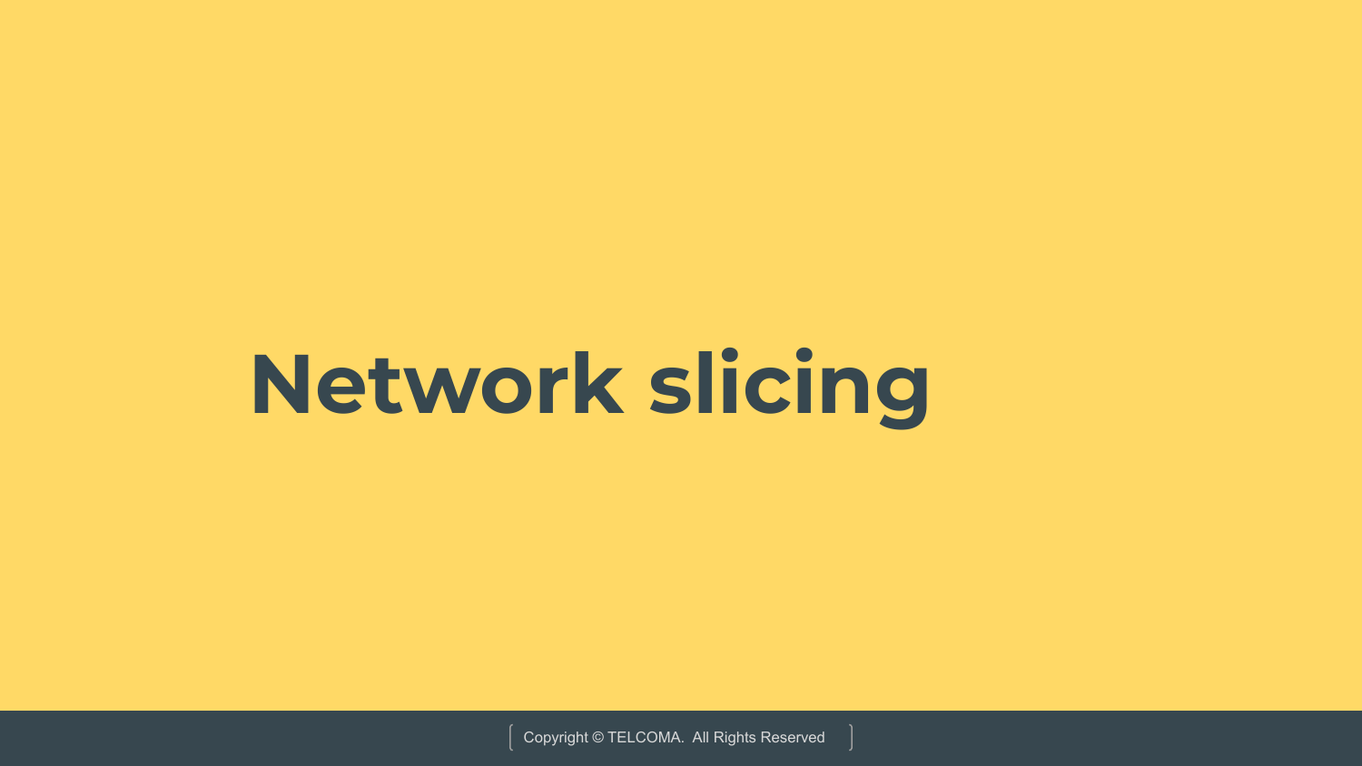# Network slicing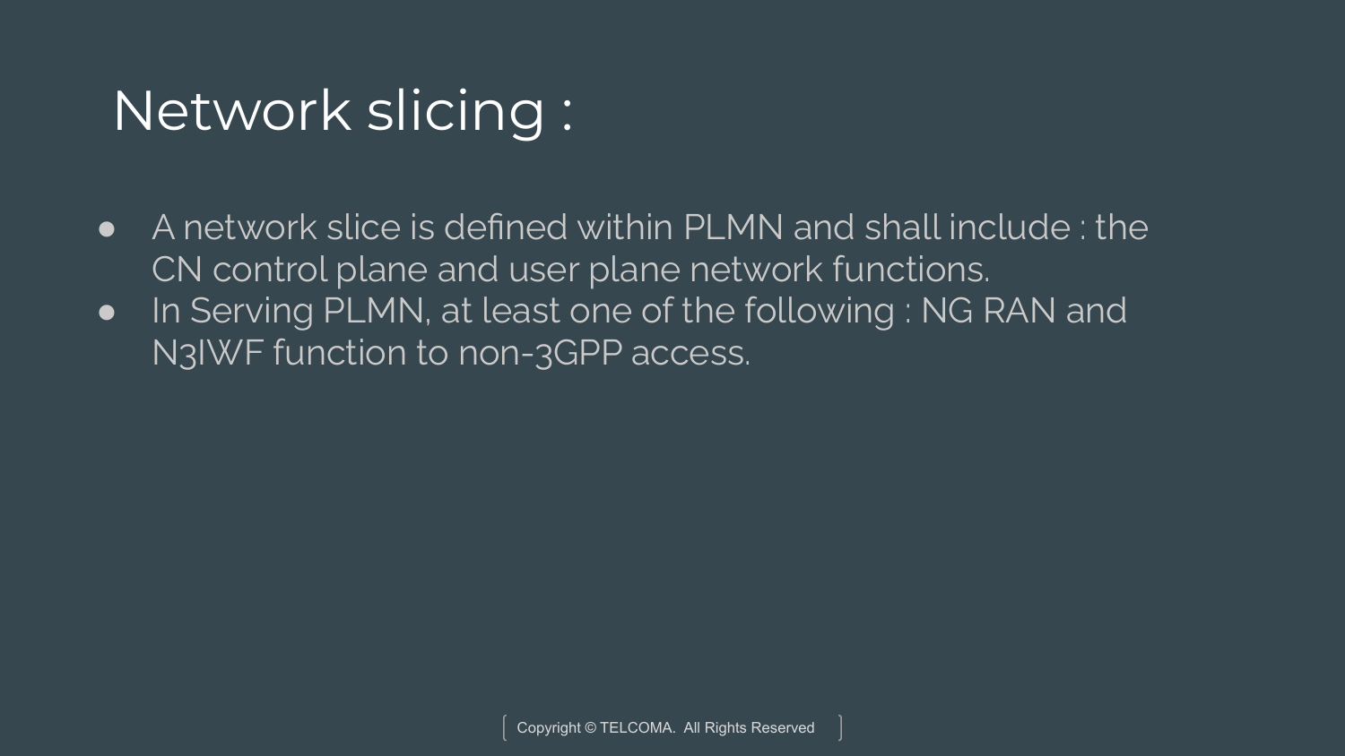# Network slicing :

- A network slice is defined within PLMN and shall include : the CN control plane and user plane network functions.
- In Serving PLMN, at least one of the following : NG RAN and N3IWF function to non-3GPP access.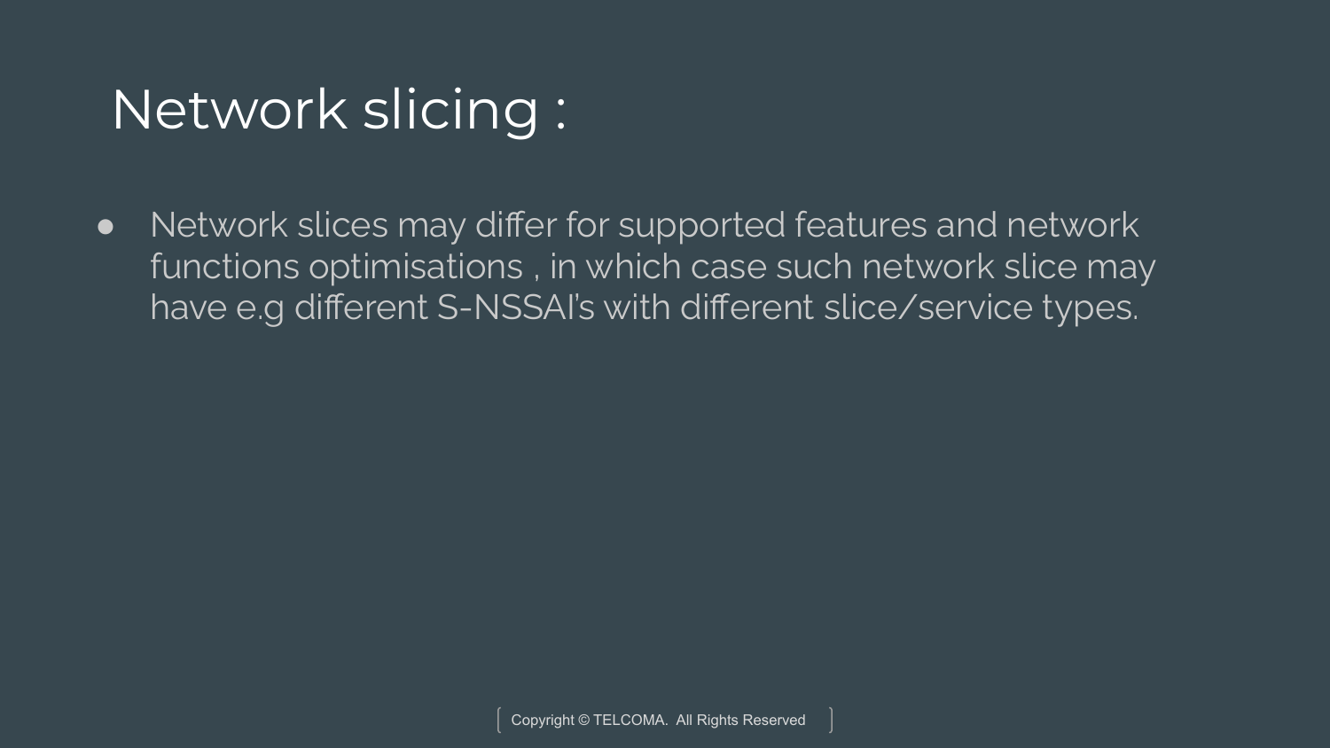# Network slicing :

- Network slices may differ for supported features and network functions optimisations , in which case such network slice may have e.g different S-NSSAI's with different slice/service types.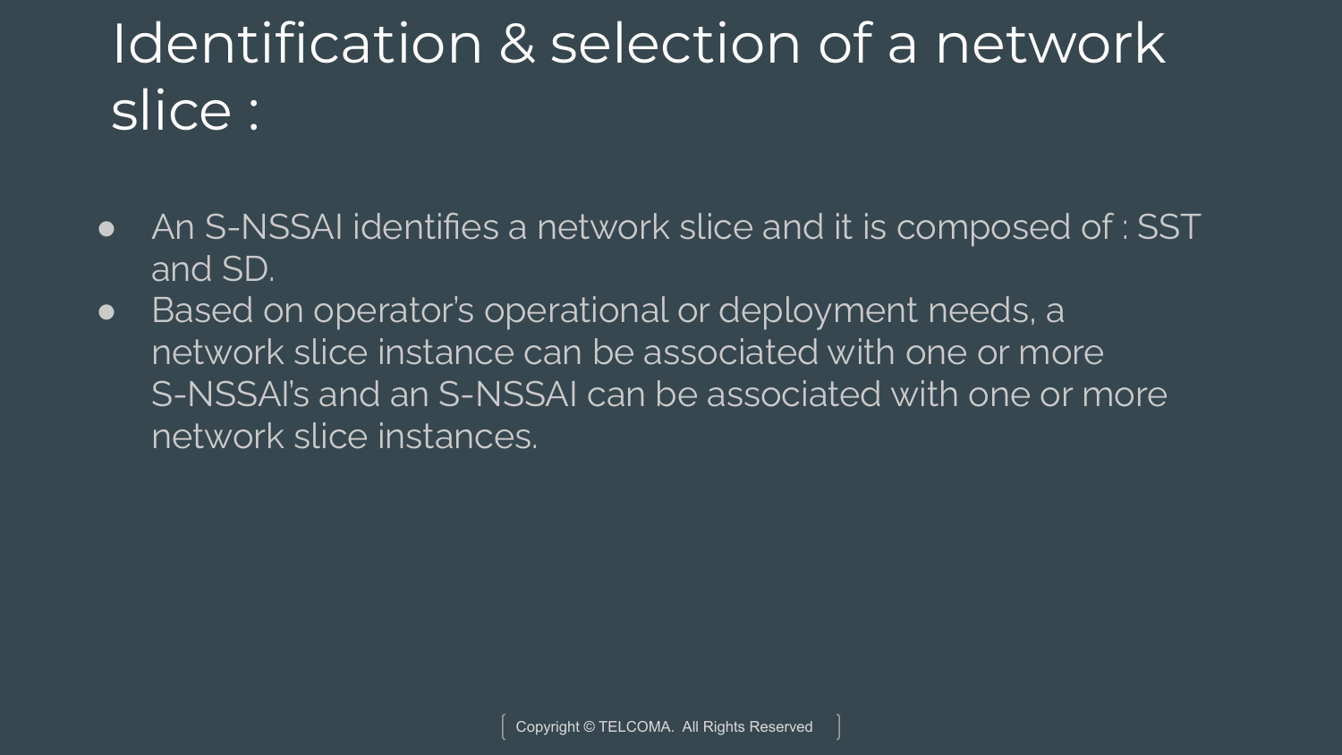# Identification & selection of a network slice :

- An S-NSSAI identifies a network slice and it is composed of : SST and SD.
- Based on operator's operational or deployment needs, a network slice instance can be associated with one or more S-NSSAI's and an S-NSSAI can be associated with one or more network slice instances.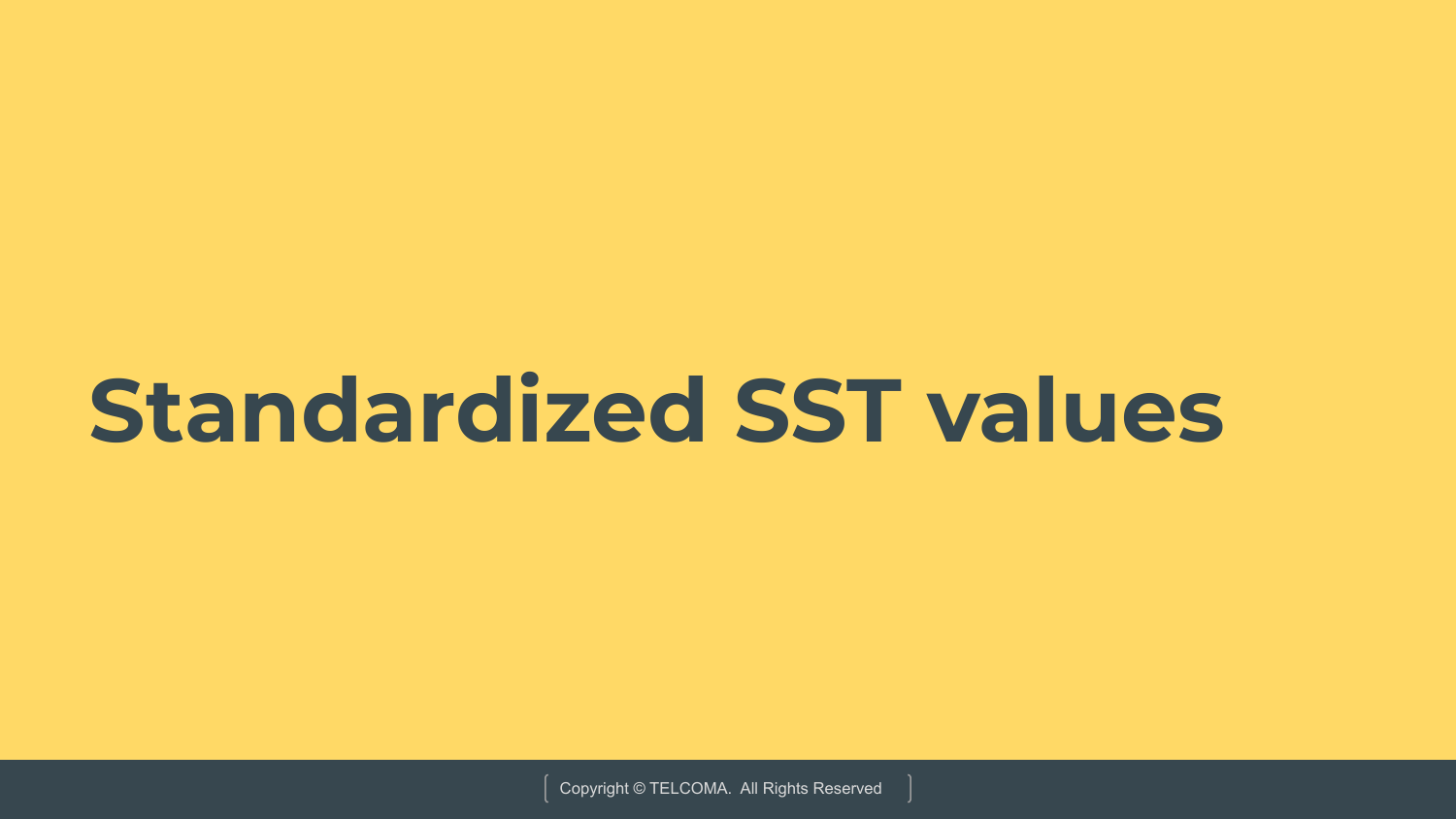# Standardized SST values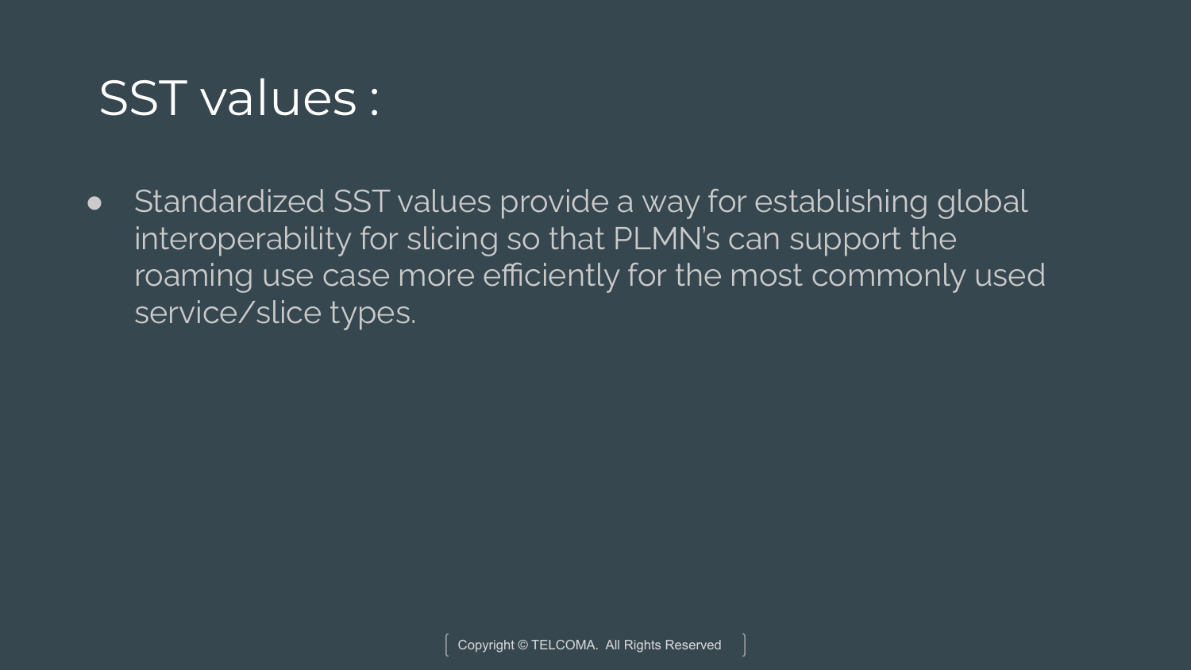# SST values :

- Standardized SST values provide a way for establishing global interoperability for slicing so that PLMN's can support the roaming use case more efficiently for the most commonly used service/slice types.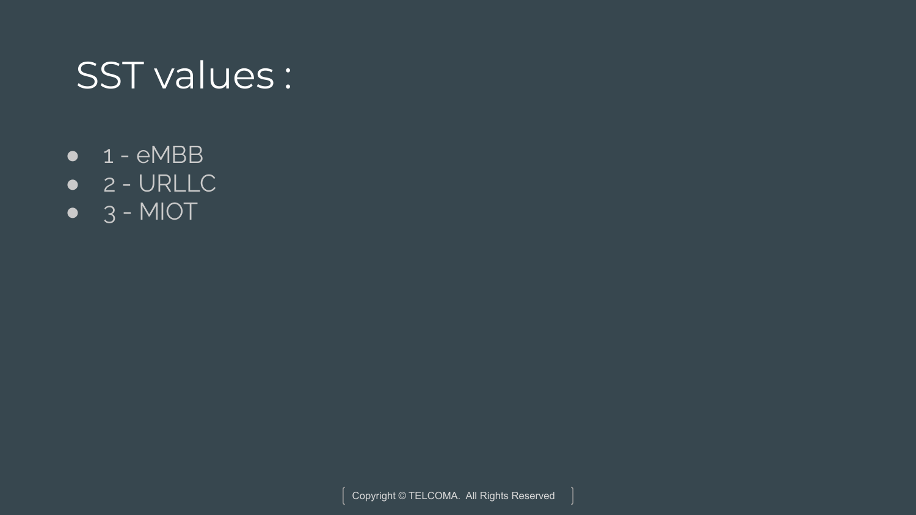# SST values :

- 1 - eMBB
- 2 - URLLC
- 3 - MIOT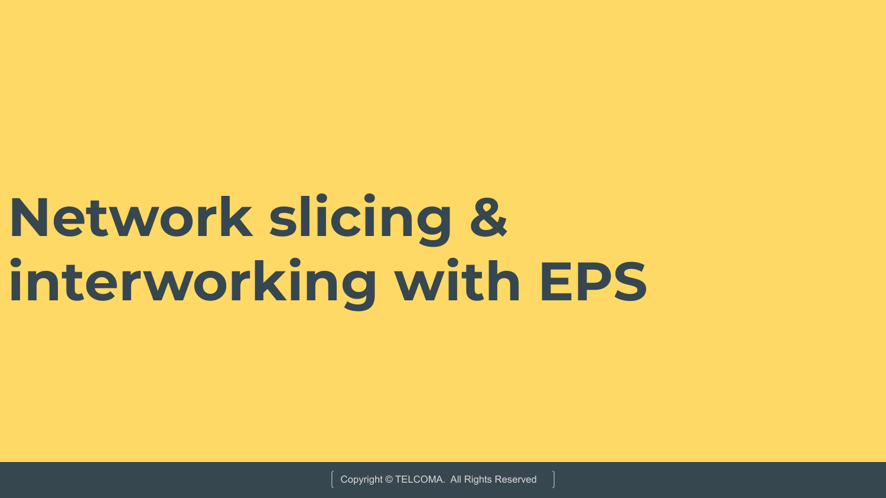# Network slicing & interworking with EPS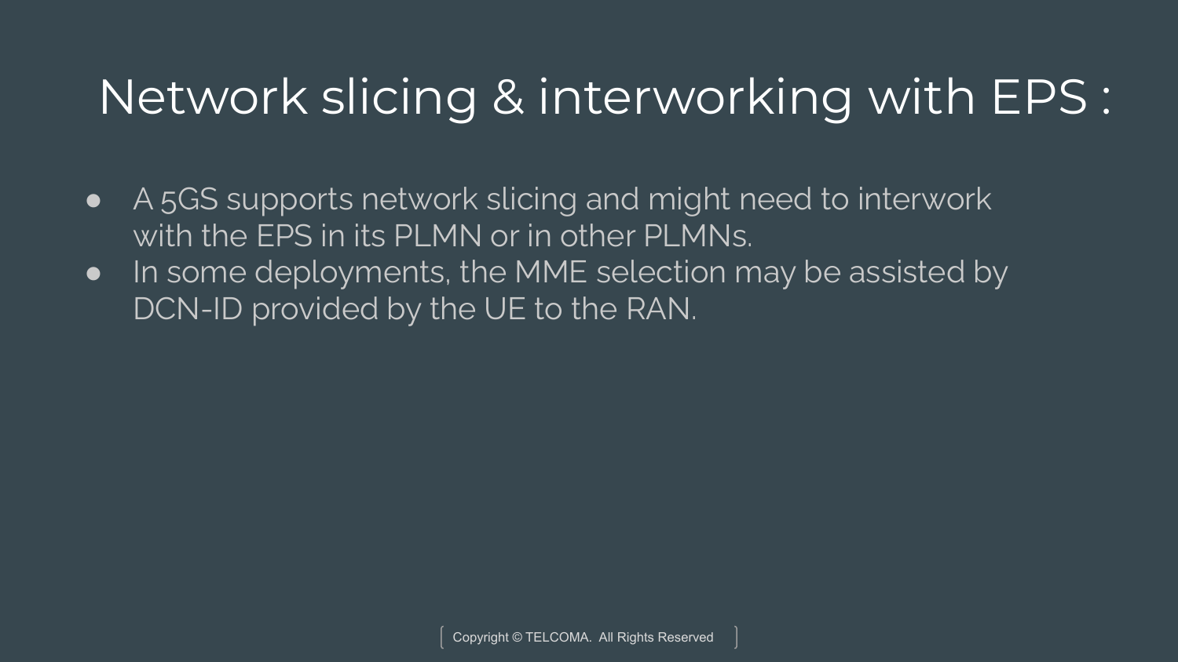# Network slicing & interworking with EPS :

- A 5GS supports network slicing and might need to interwork with the EPS in its PLMN or in other PLMNs.
- In some deployments, the MME selection may be assisted by DCN-ID provided by the UE to the RAN.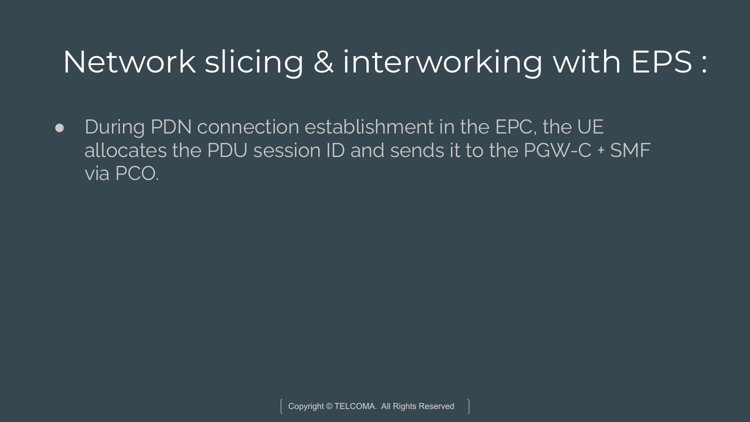# Network slicing & interworking with EPS :

- During PDN connection establishment in the EPC, the UE allocates the PDU session ID and sends it to the PGW-C + SMF via PCO.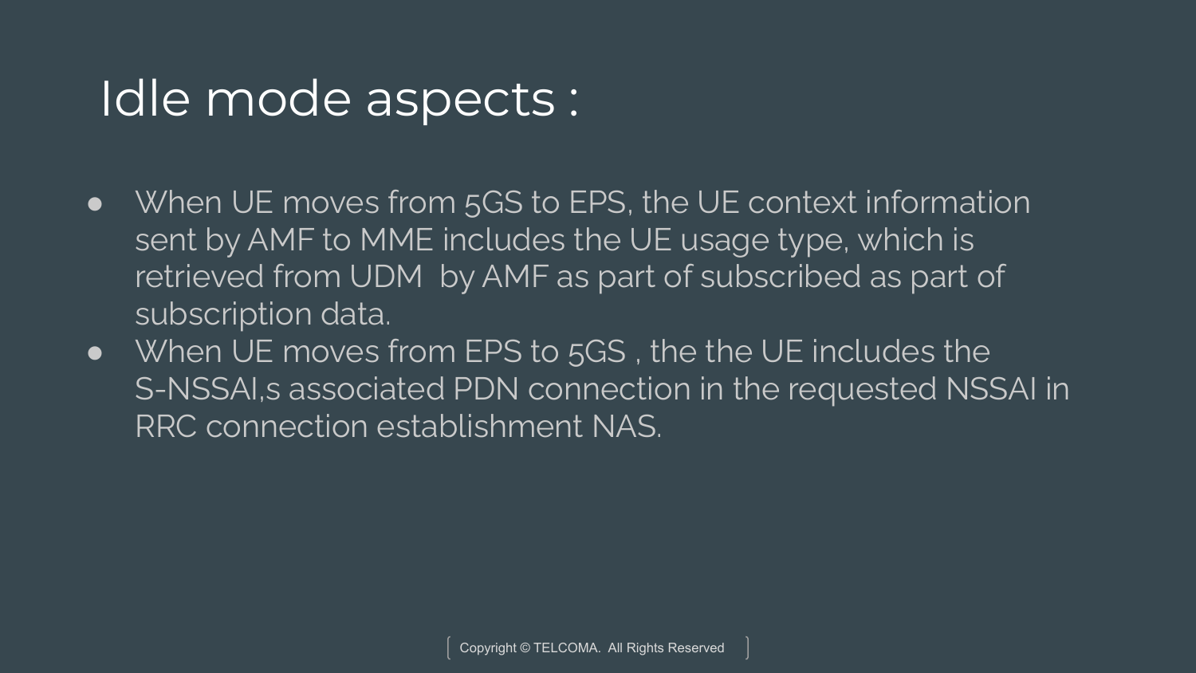# Idle mode aspects :

- When UE moves from 5GS to EPS, the UE context information sent by AMF to MME includes the UE usage type, which is retrieved from UDM  by AMF as part of subscribed as part of subscription data.
- When UE moves from EPS to 5GS , the the UE includes the S-NSSAI,s associated PDN connection in the requested NSSAI in RRC connection establishment NAS.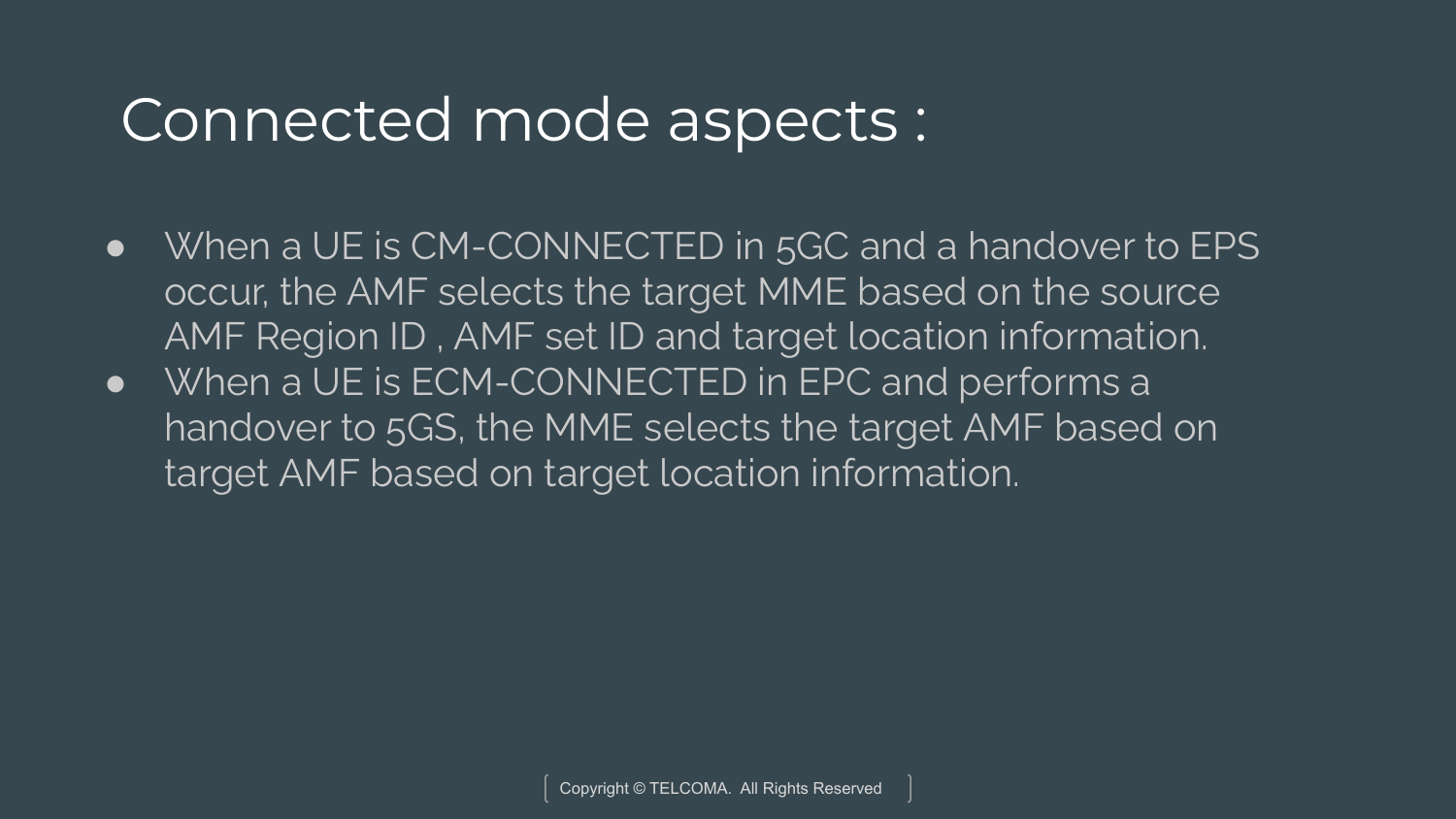# Connected mode aspects :

- When a UE is CM-CONNECTED in 5GC and a handover to EPS occur, the AMF selects the target MME based on the source AMF Region ID , AMF set ID and target location information.
- When a UE is ECM-CONNECTED in EPC and performs a handover to 5GS, the MME selects the target AMF based on target AMF based on target location information.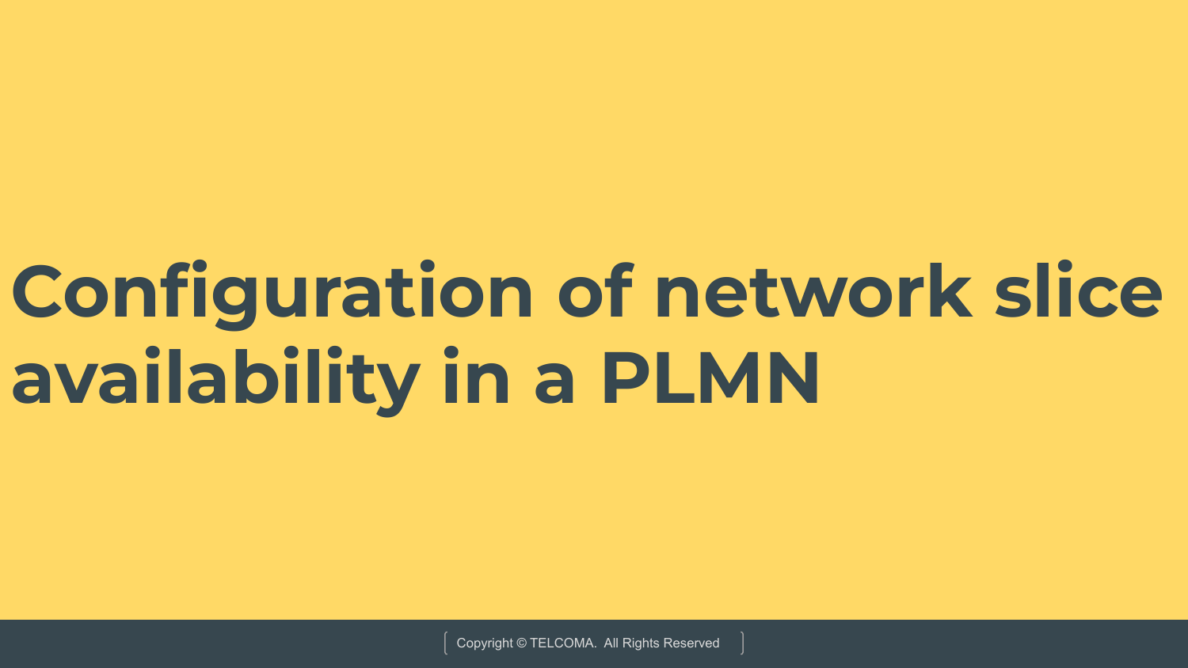# Configuration of network slice availability in a PLMN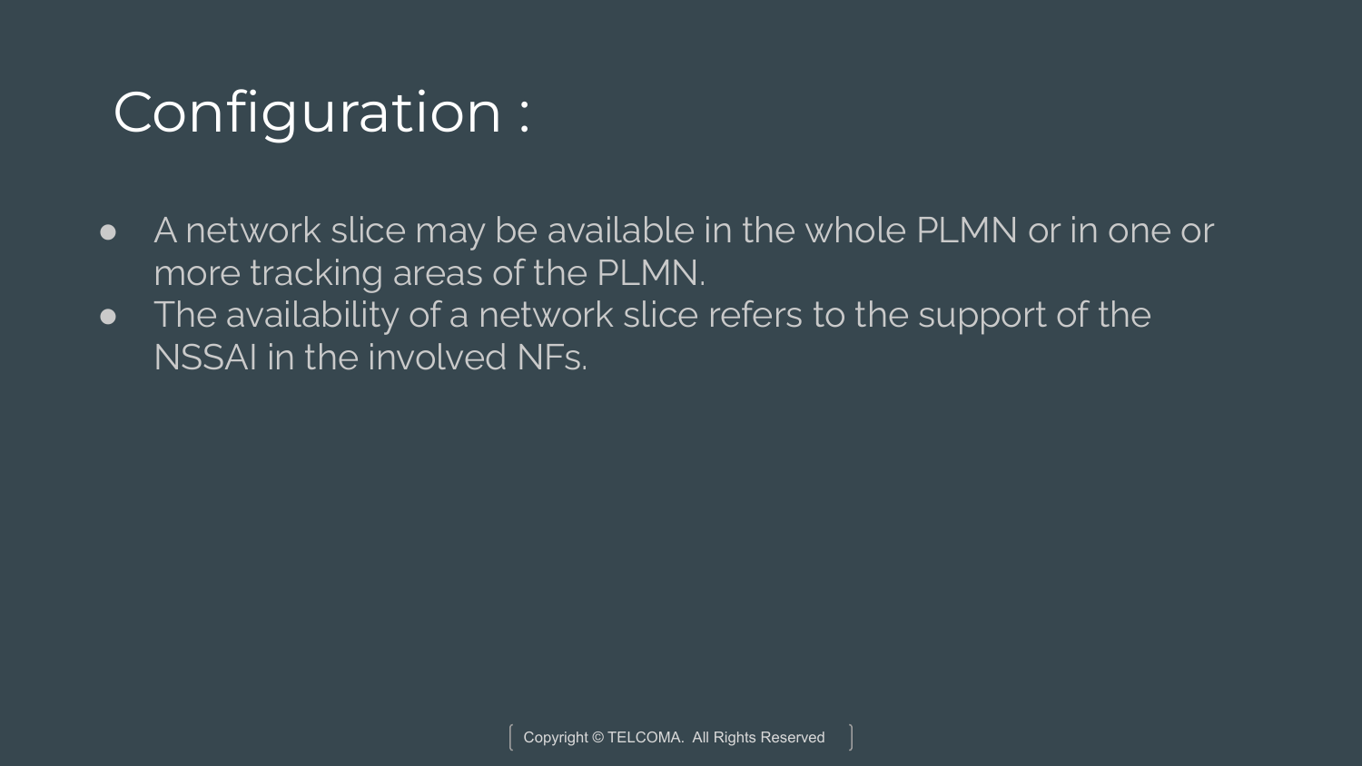# Configuration :

- A network slice may be available in the whole PLMN or in one or more tracking areas of the PLMN.
- The availability of a network slice refers to the support of the NSSAI in the involved NFs.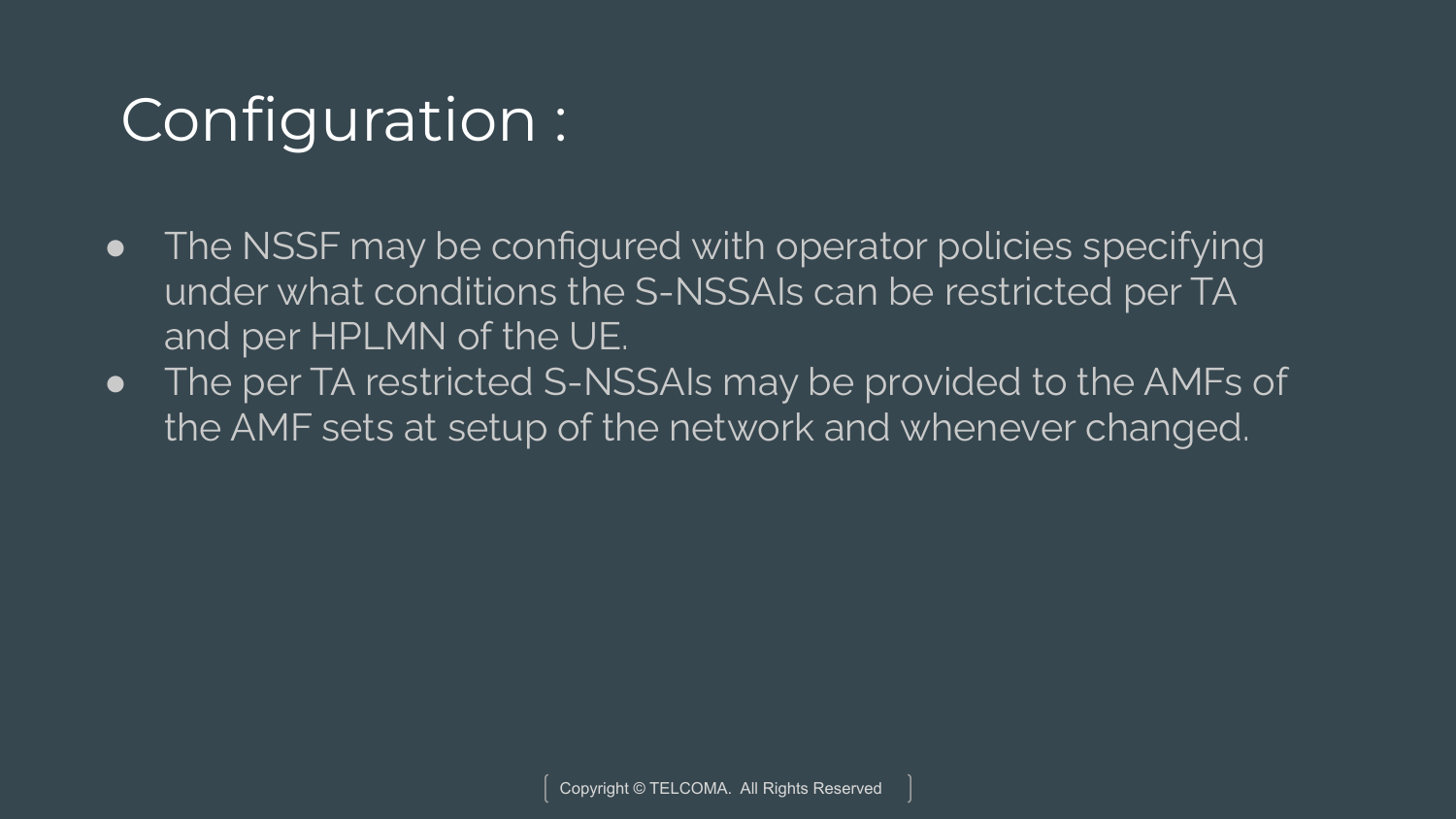# Configuration :

- The NSSF may be configured with operator policies specifying under what conditions the S-NSSAIs can be restricted per TA and per HPLMN of the UE.
- The per TA restricted S-NSSAIs may be provided to the AMFs of the AMF sets at setup of the network and whenever changed.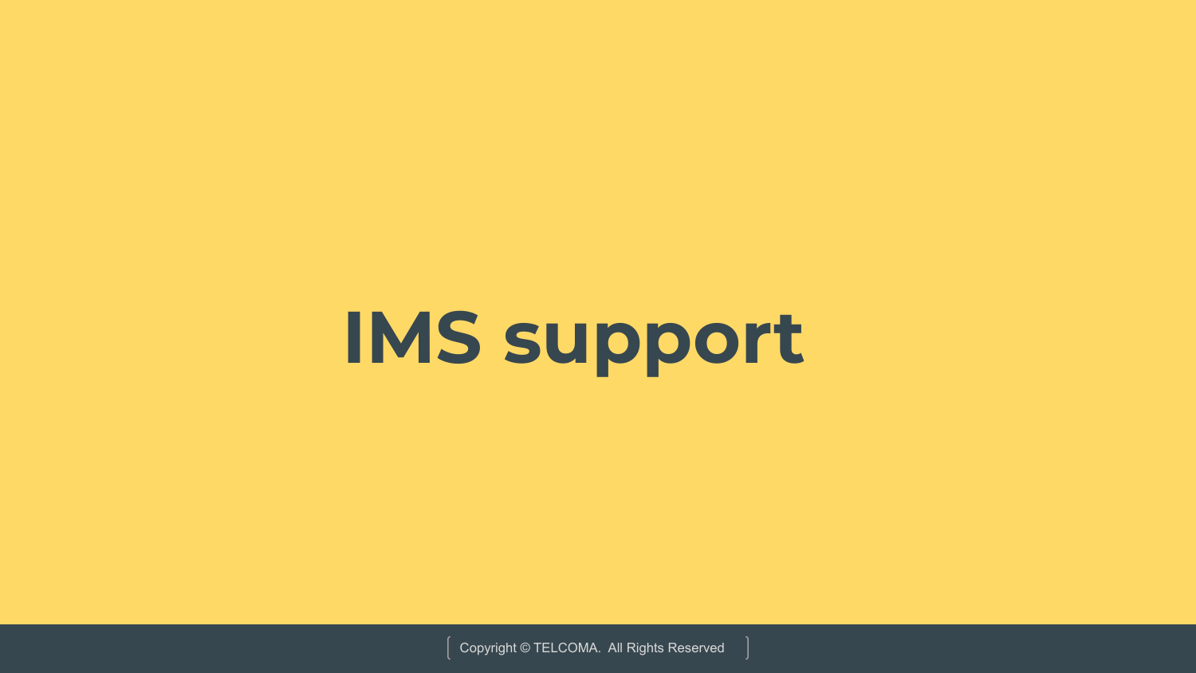# IMS support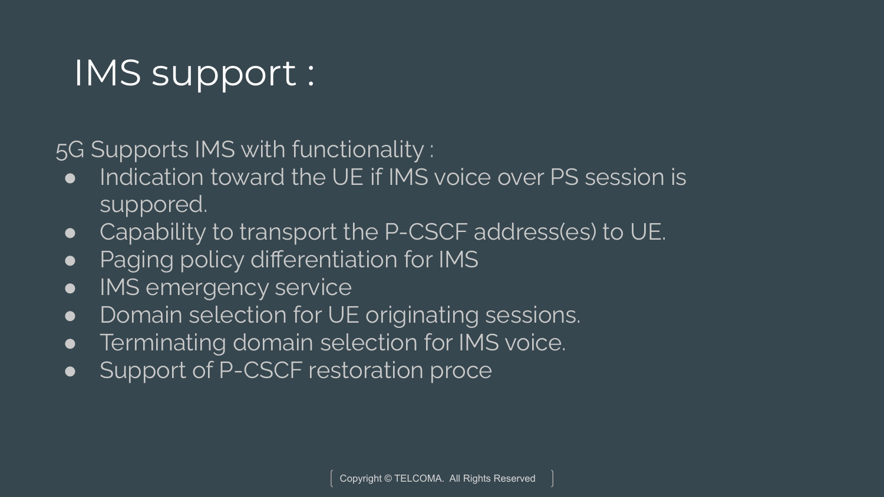# IMS support :

5G Supports IMS with functionality :

- Indication toward the UE if IMS voice over PS session is suppored.
- Capability to transport the P-CSCF address(es) to UE.
- Paging policy differentiation for IMS
- IMS emergency service
- Domain selection for UE originating sessions.
- Terminating domain selection for IMS voice.
- Support of P-CSCF restoration proce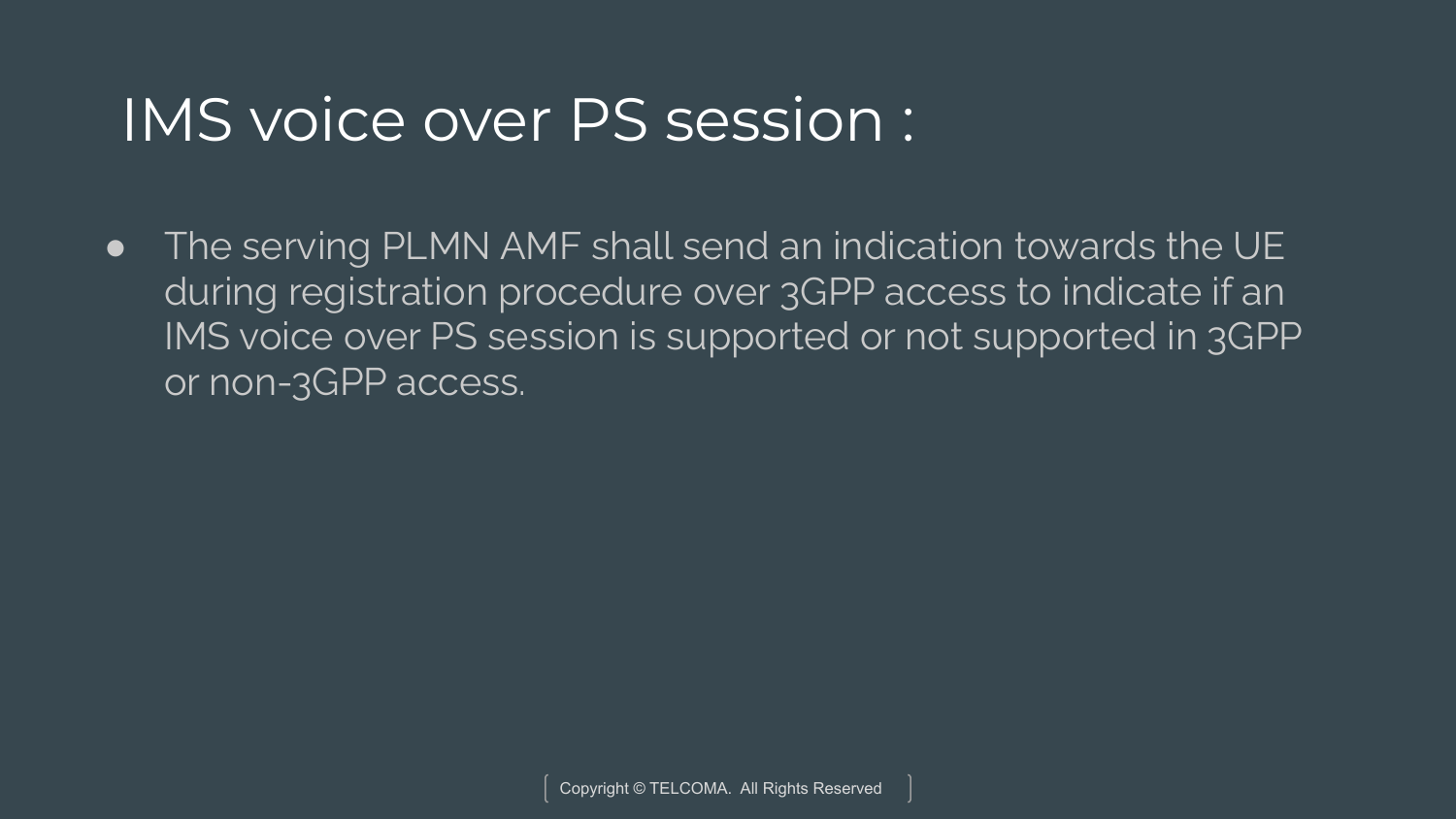# IMS voice over PS session :

- The serving PLMN AMF shall send an indication towards the UE during registration procedure over 3GPP access to indicate if an IMS voice over PS session is supported or not supported in 3GPP or non-3GPP access.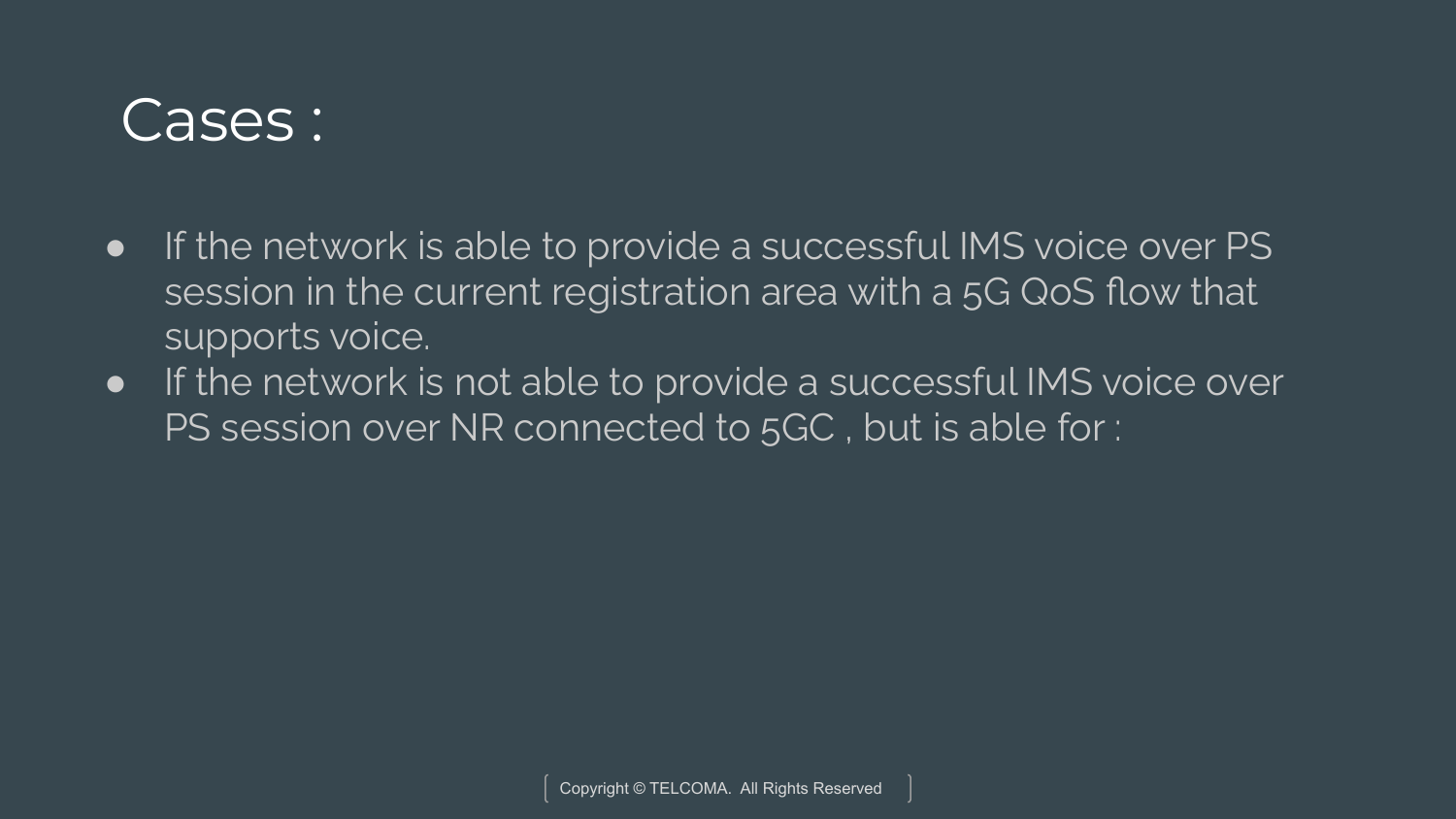# Cases :

- If the network is able to provide a successful IMS voice over PS session in the current registration area with a 5G QoS flow that supports voice.
- If the network is not able to provide a successful IMS voice over PS session over NR connected to 5GC , but is able for :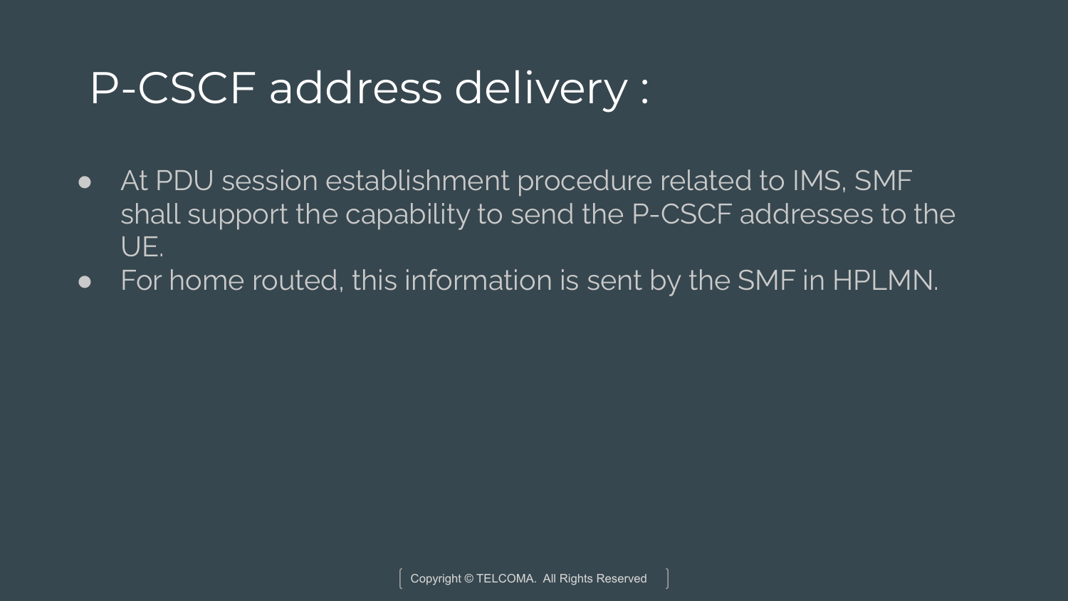# P-CSCF address delivery :

- At PDU session establishment procedure related to IMS, SMF shall support the capability to send the P-CSCF addresses to the UE.
- For home routed, this information is sent by the SMF in HPLMN.